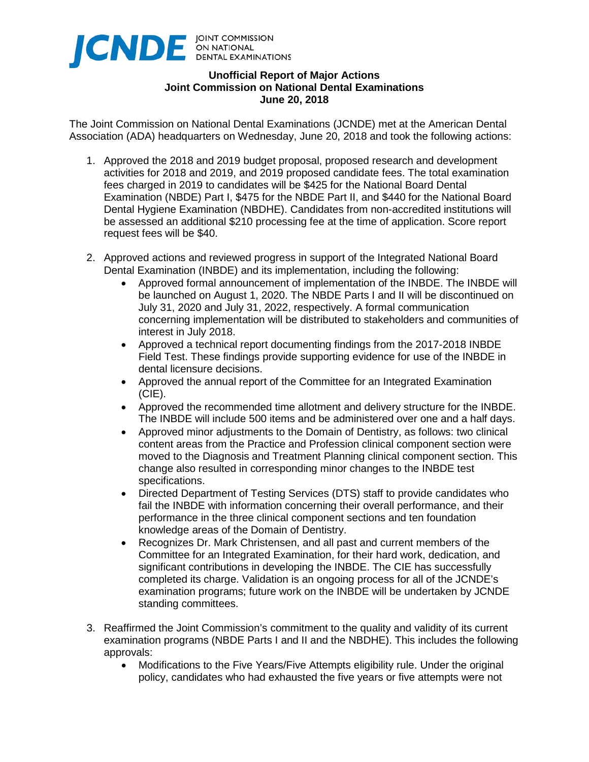JCNDE JOINT COMMISSION ON NATIONAL DENTAL EXAMINATIONS

**Unofficial Report of Major Actions**
**Joint Commission on National Dental Examinations**
**June 20, 2018**

The Joint Commission on National Dental Examinations (JCNDE) met at the American Dental Association (ADA) headquarters on Wednesday, June 20, 2018 and took the following actions:

1. Approved the 2018 and 2019 budget proposal, proposed research and development activities for 2018 and 2019, and 2019 proposed candidate fees. The total examination fees charged in 2019 to candidates will be $425 for the National Board Dental Examination (NBDE) Part I, $475 for the NBDE Part II, and $440 for the National Board Dental Hygiene Examination (NBDHE). Candidates from non-accredited institutions will be assessed an additional $210 processing fee at the time of application. Score report request fees will be $40.

2. Approved actions and reviewed progress in support of the Integrated National Board Dental Examination (INBDE) and its implementation, including the following:
   - Approved formal announcement of implementation of the INBDE. The INBDE will be launched on August 1, 2020. The NBDE Parts I and II will be discontinued on July 31, 2020 and July 31, 2022, respectively. A formal communication concerning implementation will be distributed to stakeholders and communities of interest in July 2018.
   - Approved a technical report documenting findings from the 2017-2018 INBDE Field Test. These findings provide supporting evidence for use of the INBDE in dental licensure decisions.
   - Approved the annual report of the Committee for an Integrated Examination (CIE).
   - Approved the recommended time allotment and delivery structure for the INBDE. The INBDE will include 500 items and be administered over one and a half days.
   - Approved minor adjustments to the Domain of Dentistry, as follows: two clinical content areas from the Practice and Profession clinical component section were moved to the Diagnosis and Treatment Planning clinical component section. This change also resulted in corresponding minor changes to the INBDE test specifications.
   - Directed Department of Testing Services (DTS) staff to provide candidates who fail the INBDE with information concerning their overall performance, and their performance in the three clinical component sections and ten foundation knowledge areas of the Domain of Dentistry.
   - Recognizes Dr. Mark Christensen, and all past and current members of the Committee for an Integrated Examination, for their hard work, dedication, and significant contributions in developing the INBDE. The CIE has successfully completed its charge. Validation is an ongoing process for all of the JCNDE's examination programs; future work on the INBDE will be undertaken by JCNDE standing committees.

3. Reaffirmed the Joint Commission's commitment to the quality and validity of its current examination programs (NBDE Parts I and II and the NBDHE). This includes the following approvals:
   - Modifications to the Five Years/Five Attempts eligibility rule. Under the original policy, candidates who had exhausted the five years or five attempts were not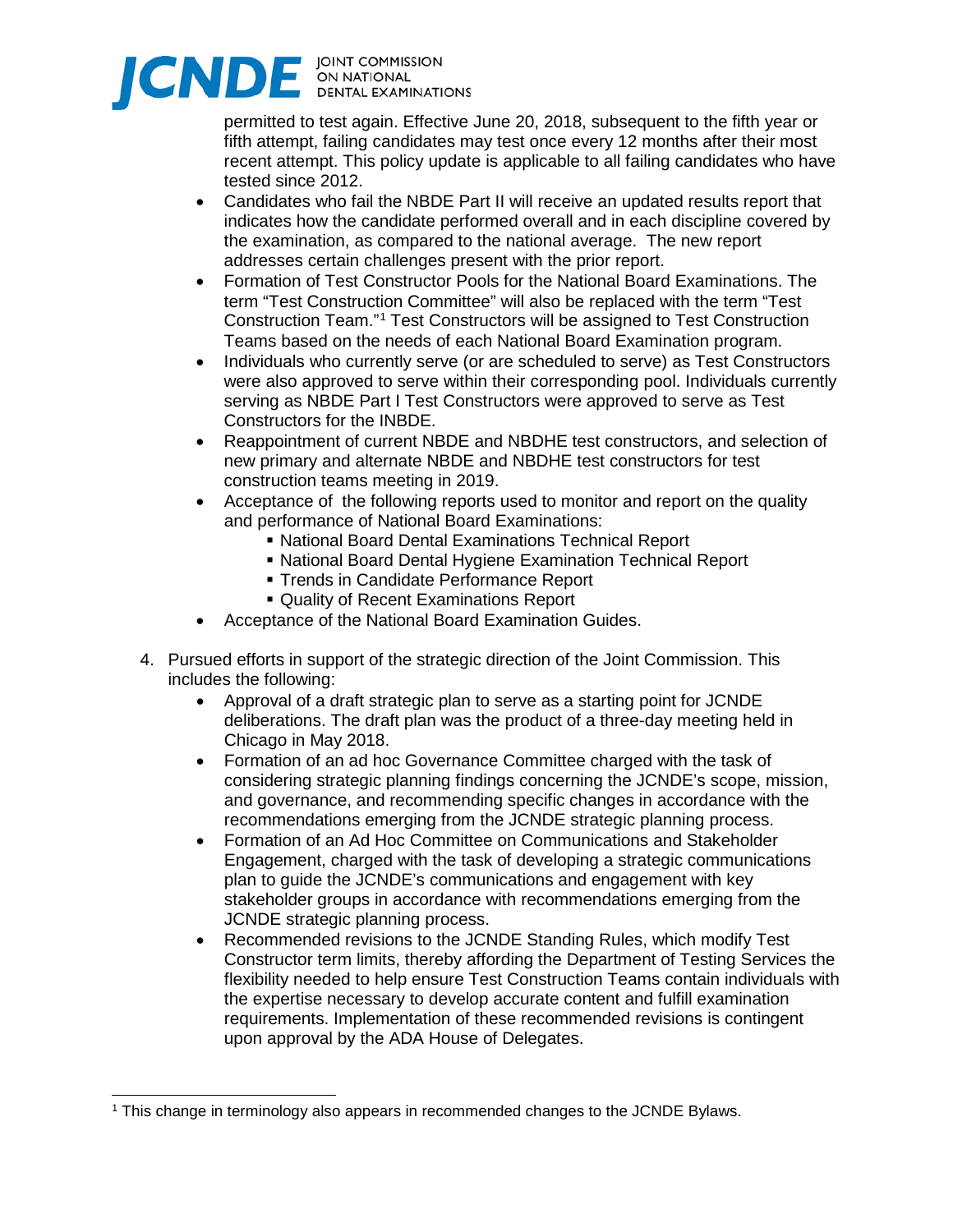permitted to test again. Effective June 20, 2018, subsequent to the fifth year or fifth attempt, failing candidates may test once every 12 months after their most recent attempt. This policy update is applicable to all failing candidates who have tested since 2012.

- Candidates who fail the NBDE Part II will receive an updated results report that indicates how the candidate performed overall and in each discipline covered by the examination, as compared to the national average. The new report addresses certain challenges present with the prior report.
- Formation of Test Constructor Pools for the National Board Examinations. The term "Test Construction Committee" will also be replaced with the term "Test Construction Team."[1] Test Constructors will be assigned to Test Construction Teams based on the needs of each National Board Examination program.
- Individuals who currently serve (or are scheduled to serve) as Test Constructors were also approved to serve within their corresponding pool. Individuals currently serving as NBDE Part I Test Constructors were approved to serve as Test Constructors for the INBDE.
- Reappointment of current NBDE and NBDHE test constructors, and selection of new primary and alternate NBDE and NBDHE test constructors for test construction teams meeting in 2019.
- Acceptance of the following reports used to monitor and report on the quality and performance of National Board Examinations:
  - National Board Dental Examinations Technical Report
  - National Board Dental Hygiene Examination Technical Report
  - Trends in Candidate Performance Report
  - Quality of Recent Examinations Report
- Acceptance of the National Board Examination Guides.

4. Pursued efforts in support of the strategic direction of the Joint Commission. This includes the following:
   - Approval of a draft strategic plan to serve as a starting point for JCNDE deliberations. The draft plan was the product of a three-day meeting held in Chicago in May 2018.
   - Formation of an ad hoc Governance Committee charged with the task of considering strategic planning findings concerning the JCNDE's scope, mission, and governance, and recommending specific changes in accordance with the recommendations emerging from the JCNDE strategic planning process.
   - Formation of an Ad Hoc Committee on Communications and Stakeholder Engagement, charged with the task of developing a strategic communications plan to guide the JCNDE's communications and engagement with key stakeholder groups in accordance with recommendations emerging from the JCNDE strategic planning process.
   - Recommended revisions to the JCNDE Standing Rules, which modify Test Constructor term limits, thereby affording the Department of Testing Services the flexibility needed to help ensure Test Construction Teams contain individuals with the expertise necessary to develop accurate content and fulfill examination requirements. Implementation of these recommended revisions is contingent upon approval by the ADA House of Delegates.

---

[1] This change in terminology also appears in recommended changes to the JCNDE Bylaws.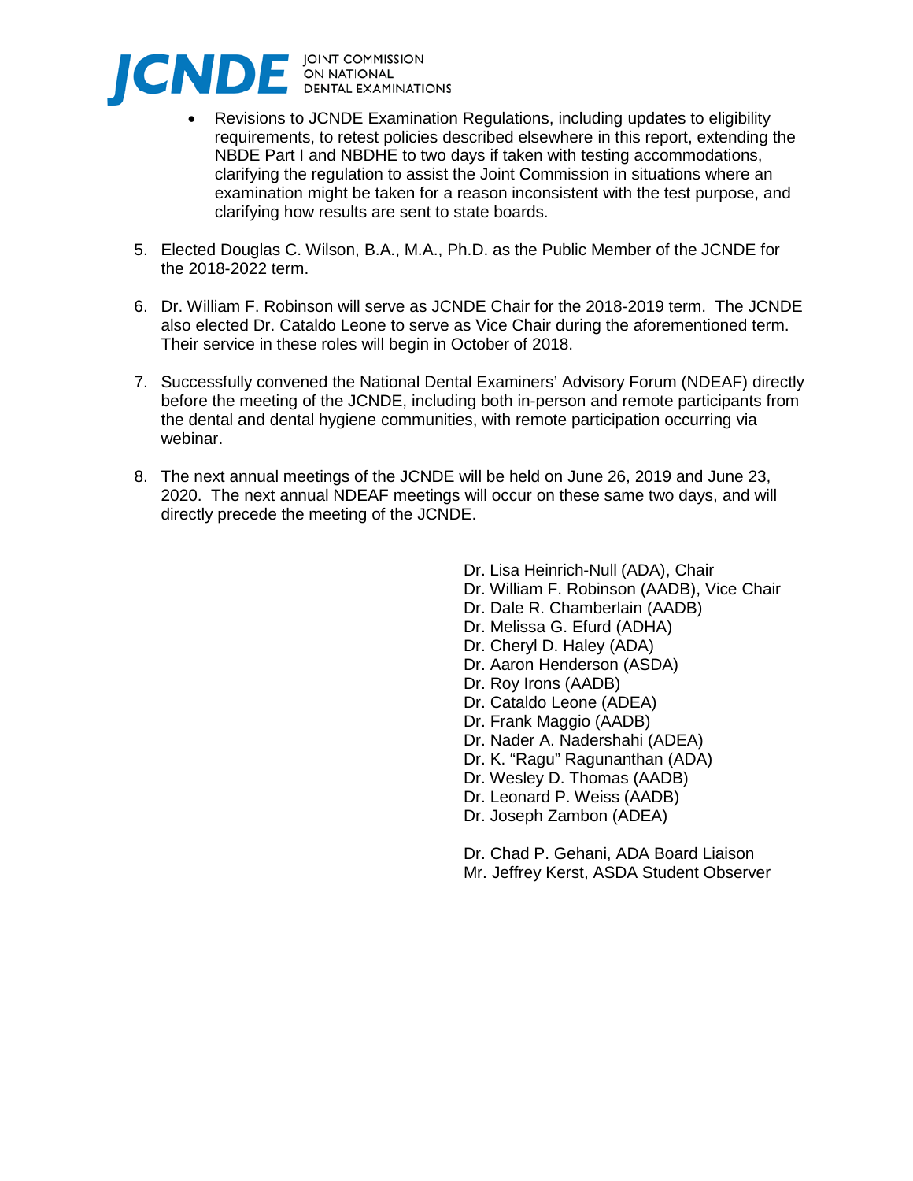- Revisions to JCNDE Examination Regulations, including updates to eligibility requirements, to retest policies described elsewhere in this report, extending the NBDE Part I and NBDHE to two days if taken with testing accommodations, clarifying the regulation to assist the Joint Commission in situations where an examination might be taken for a reason inconsistent with the test purpose, and clarifying how results are sent to state boards.

5. Elected Douglas C. Wilson, B.A., M.A., Ph.D. as the Public Member of the JCNDE for the 2018-2022 term.

6. Dr. William F. Robinson will serve as JCNDE Chair for the 2018-2019 term. The JCNDE also elected Dr. Cataldo Leone to serve as Vice Chair during the aforementioned term. Their service in these roles will begin in October of 2018.

7. Successfully convened the National Dental Examiners' Advisory Forum (NDEAF) directly before the meeting of the JCNDE, including both in-person and remote participants from the dental and dental hygiene communities, with remote participation occurring via webinar.

8. The next annual meetings of the JCNDE will be held on June 26, 2019 and June 23, 2020. The next annual NDEAF meetings will occur on these same two days, and will directly precede the meeting of the JCNDE.

Dr. Lisa Heinrich-Null (ADA), Chair
Dr. William F. Robinson (AADB), Vice Chair
Dr. Dale R. Chamberlain (AADB)
Dr. Melissa G. Efurd (ADHA)
Dr. Cheryl D. Haley (ADA)
Dr. Aaron Henderson (ASDA)
Dr. Roy Irons (AADB)
Dr. Cataldo Leone (ADEA)
Dr. Frank Maggio (AADB)
Dr. Nader A. Nadershahi (ADEA)
Dr. K. "Ragu" Ragunanthan (ADA)
Dr. Wesley D. Thomas (AADB)
Dr. Leonard P. Weiss (AADB)
Dr. Joseph Zambon (ADEA)

Dr. Chad P. Gehani, ADA Board Liaison
Mr. Jeffrey Kerst, ASDA Student Observer